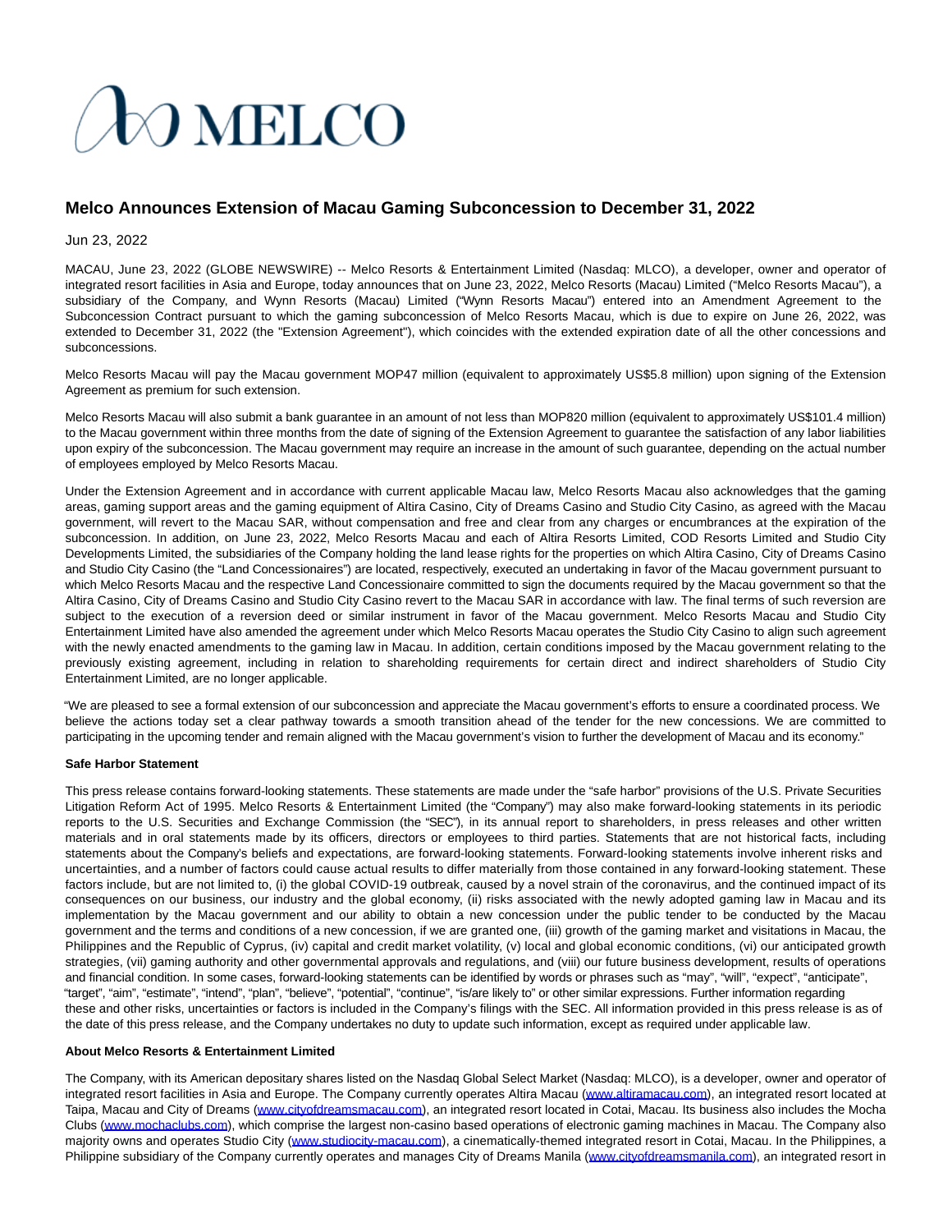MELCO

# Melco Announces Extension of Macau Gaming Subconcession to December 31, 2022

Jun 23, 2022

MACAU, June 23, 2022 (GLOBE NEWSWIRE) -- Melco Resorts & Entertainment Limited (Nasdaq: MLCO), a developer, owner and operator of integrated resort facilities in Asia and Europe, today announces that on June 23, 2022, Melco Resorts (Macau) Limited ("Melco Resorts Macau"), a subsidiary of the Company, and Wynn Resorts (Macau) Limited ("Wynn Resorts Macau") entered into an Amendment Agreement to the Subconcession Contract pursuant to which the gaming subconcession of Melco Resorts Macau, which is due to expire on June 26, 2022, was extended to December 31, 2022 (the "Extension Agreement"), which coincides with the extended expiration date of all the other concessions and subconcessions.

Melco Resorts Macau will pay the Macau government MOP47 million (equivalent to approximately US$5.8 million) upon signing of the Extension Agreement as premium for such extension.

Melco Resorts Macau will also submit a bank guarantee in an amount of not less than MOP820 million (equivalent to approximately US$101.4 million) to the Macau government within three months from the date of signing of the Extension Agreement to guarantee the satisfaction of any labor liabilities upon expiry of the subconcession. The Macau government may require an increase in the amount of such guarantee, depending on the actual number of employees employed by Melco Resorts Macau.

Under the Extension Agreement and in accordance with current applicable Macau law, Melco Resorts Macau also acknowledges that the gaming areas, gaming support areas and the gaming equipment of Altira Casino, City of Dreams Casino and Studio City Casino, as agreed with the Macau government, will revert to the Macau SAR, without compensation and free and clear from any charges or encumbrances at the expiration of the subconcession. In addition, on June 23, 2022, Melco Resorts Macau and each of Altira Resorts Limited, COD Resorts Limited and Studio City Developments Limited, the subsidiaries of the Company holding the land lease rights for the properties on which Altira Casino, City of Dreams Casino and Studio City Casino (the "Land Concessionaires") are located, respectively, executed an undertaking in favor of the Macau government pursuant to which Melco Resorts Macau and the respective Land Concessionaire committed to sign the documents required by the Macau government so that the Altira Casino, City of Dreams Casino and Studio City Casino revert to the Macau SAR in accordance with law. The final terms of such reversion are subject to the execution of a reversion deed or similar instrument in favor of the Macau government. Melco Resorts Macau and Studio City Entertainment Limited have also amended the agreement under which Melco Resorts Macau operates the Studio City Casino to align such agreement with the newly enacted amendments to the gaming law in Macau. In addition, certain conditions imposed by the Macau government relating to the previously existing agreement, including in relation to shareholding requirements for certain direct and indirect shareholders of Studio City Entertainment Limited, are no longer applicable.

"We are pleased to see a formal extension of our subconcession and appreciate the Macau government's efforts to ensure a coordinated process. We believe the actions today set a clear pathway towards a smooth transition ahead of the tender for the new concessions. We are committed to participating in the upcoming tender and remain aligned with the Macau government's vision to further the development of Macau and its economy."

**Safe Harbor Statement**

This press release contains forward-looking statements. These statements are made under the "safe harbor" provisions of the U.S. Private Securities Litigation Reform Act of 1995. Melco Resorts & Entertainment Limited (the "Company") may also make forward-looking statements in its periodic reports to the U.S. Securities and Exchange Commission (the "SEC"), in its annual report to shareholders, in press releases and other written materials and in oral statements made by its officers, directors or employees to third parties. Statements that are not historical facts, including statements about the Company's beliefs and expectations, are forward-looking statements. Forward-looking statements involve inherent risks and uncertainties, and a number of factors could cause actual results to differ materially from those contained in any forward-looking statement. These factors include, but are not limited to, (i) the global COVID-19 outbreak, caused by a novel strain of the coronavirus, and the continued impact of its consequences on our business, our industry and the global economy, (ii) risks associated with the newly adopted gaming law in Macau and its implementation by the Macau government and our ability to obtain a new concession under the public tender to be conducted by the Macau government and the terms and conditions of a new concession, if we are granted one, (iii) growth of the gaming market and visitations in Macau, the Philippines and the Republic of Cyprus, (iv) capital and credit market volatility, (v) local and global economic conditions, (vi) our anticipated growth strategies, (vii) gaming authority and other governmental approvals and regulations, and (viii) our future business development, results of operations and financial condition. In some cases, forward-looking statements can be identified by words or phrases such as "may", "will", "expect", "anticipate", "target", "aim", "estimate", "intend", "plan", "believe", "potential", "continue", "is/are likely to" or other similar expressions. Further information regarding these and other risks, uncertainties or factors is included in the Company's filings with the SEC. All information provided in this press release is as of the date of this press release, and the Company undertakes no duty to update such information, except as required under applicable law.

**About Melco Resorts & Entertainment Limited**

The Company, with its American depositary shares listed on the Nasdaq Global Select Market (Nasdaq: MLCO), is a developer, owner and operator of integrated resort facilities in Asia and Europe. The Company currently operates Altira Macau (www.altiramacau.com), an integrated resort located at Taipa, Macau and City of Dreams (www.cityofdreamsmacau.com), an integrated resort located in Cotai, Macau. Its business also includes the Mocha Clubs (www.mochaclubs.com), which comprise the largest non-casino based operations of electronic gaming machines in Macau. The Company also majority owns and operates Studio City (www.studiocity-macau.com), a cinematically-themed integrated resort in Cotai, Macau. In the Philippines, a Philippine subsidiary of the Company currently operates and manages City of Dreams Manila (www.cityofdreamsmanila.com), an integrated resort in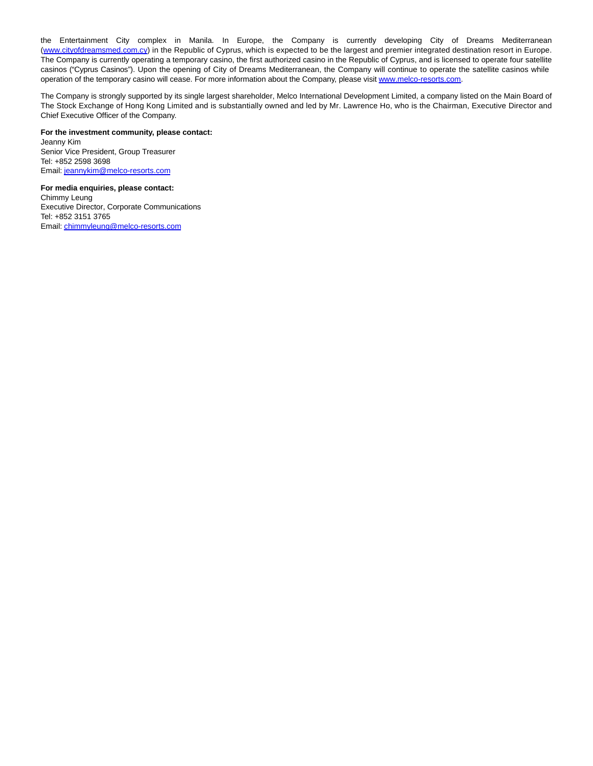the Entertainment City complex in Manila. In Europe, the Company is currently developing City of Dreams Mediterranean (www.cityofdreamsmed.com.cy) in the Republic of Cyprus, which is expected to be the largest and premier integrated destination resort in Europe. The Company is currently operating a temporary casino, the first authorized casino in the Republic of Cyprus, and is licensed to operate four satellite casinos ("Cyprus Casinos"). Upon the opening of City of Dreams Mediterranean, the Company will continue to operate the satellite casinos while operation of the temporary casino will cease. For more information about the Company, please visit www.melco-resorts.com.

The Company is strongly supported by its single largest shareholder, Melco International Development Limited, a company listed on the Main Board of The Stock Exchange of Hong Kong Limited and is substantially owned and led by Mr. Lawrence Ho, who is the Chairman, Executive Director and Chief Executive Officer of the Company.

**For the investment community, please contact:**
Jeanny Kim
Senior Vice President, Group Treasurer
Tel: +852 2598 3698
Email: jeannykim@melco-resorts.com

**For media enquiries, please contact:**
Chimmy Leung
Executive Director, Corporate Communications
Tel: +852 3151 3765
Email: chimmyleung@melco-resorts.com